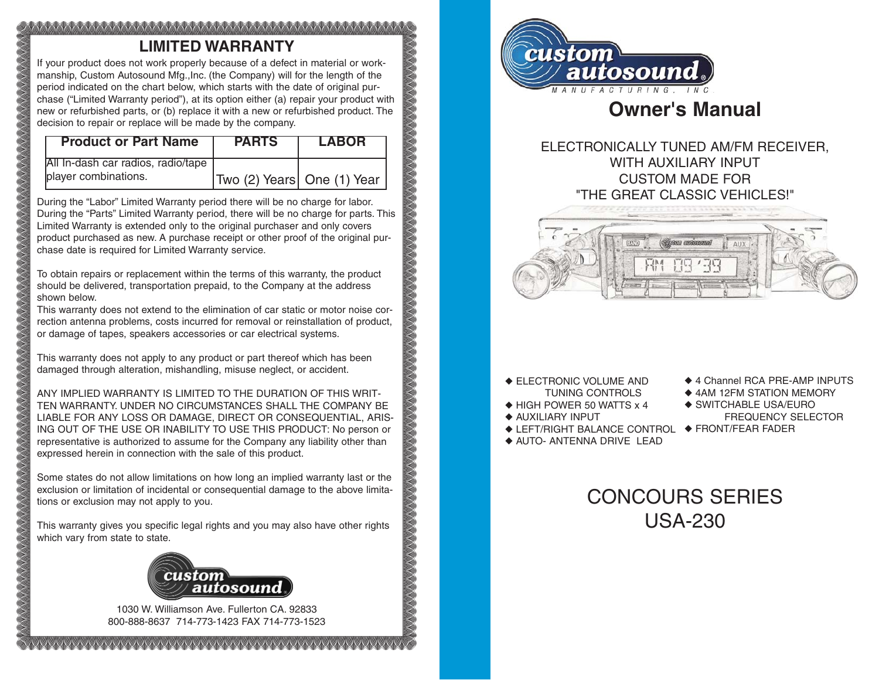## LIMITED WARRANTY

If your product does not work properly because of a defect in material or workmanship, Custom Autosound Mfg.,Inc. (the Company) will for the length of the period indicated on the chart below, which starts with the date of original purchase ("Limited Warranty period"), at its option either (a) repair your product with new or refurbished parts, or (b) replace it with a new or refurbished product. The decision to repair or replace will be made by the company.

| Product or Part Name | PARTS | LABOR |
|---|---|---|
| All In-dash car radios, radio/tape player combinations. | Two (2) Years | One (1) Year |

During the "Labor" Limited Warranty period there will be no charge for labor. During the "Parts" Limited Warranty period, there will be no charge for parts. This Limited Warranty is extended only to the original purchaser and only covers product purchased as new. A purchase receipt or other proof of the original purchase date is required for Limited Warranty service.

To obtain repairs or replacement within the terms of this warranty, the product should be delivered, transportation prepaid, to the Company at the address shown below.
This warranty does not extend to the elimination of car static or motor noise correction antenna problems, costs incurred for removal or reinstallation of product, or damage of tapes, speakers accessories or car electrical systems.

This warranty does not apply to any product or part thereof which has been damaged through alteration, mishandling, misuse neglect, or accident.

ANY IMPLIED WARRANTY IS LIMITED TO THE DURATION OF THIS WRITTEN WARRANTY. UNDER NO CIRCUMSTANCES SHALL THE COMPANY BE LIABLE FOR ANY LOSS OR DAMAGE, DIRECT OR CONSEQUENTIAL, ARISING OUT OF THE USE OR INABILITY TO USE THIS PRODUCT: No person or representative is authorized to assume for the Company any liability other than expressed herein in connection with the sale of this product.

Some states do not allow limitations on how long an implied warranty last or the exclusion or limitation of incidental or consequential damage to the above limitations or exclusion may not apply to you.

This warranty gives you specific legal rights and you may also have other rights which vary from state to state.

custom autosound

1030 W. Williamson Ave. Fullerton CA. 92833
800-888-8637 714-773-1423 FAX 714-773-1523

custom autosound MANUFACTURING, INC.

# Owner's Manual

ELECTRONICALLY TUNED AM/FM RECEIVER,
WITH AUXILIARY INPUT
CUSTOM MADE FOR
"THE GREAT CLASSIC VEHICLES!"

- ELECTRONIC VOLUME AND TUNING CONTROLS
- HIGH POWER 50 WATTS x 4
- AUXILIARY INPUT
- LEFT/RIGHT BALANCE CONTROL
- AUTO- ANTENNA DRIVE LEAD
- 4 Channel RCA PRE-AMP INPUTS
- 4AM 12FM STATION MEMORY
- SWITCHABLE USA/EURO FREQUENCY SELECTOR
- FRONT/FEAR FADER

# CONCOURS SERIES
# USA-230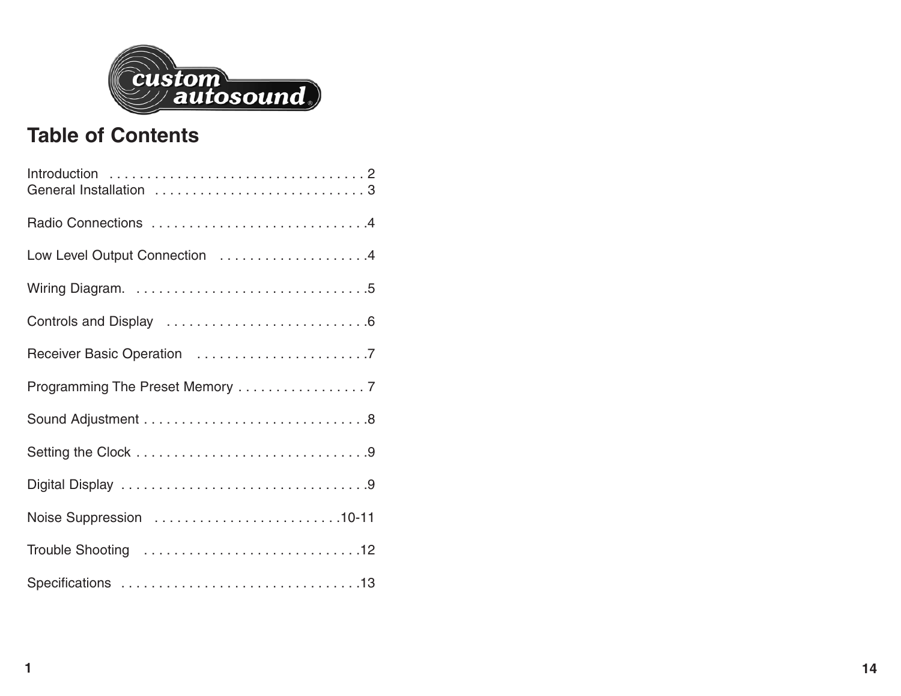# Table of Contents

Introduction . . . . . . . . . . . . . . . . . . . . . . . . . . . . . . . . . . 2
General Installation . . . . . . . . . . . . . . . . . . . . . . . . . . . . 3

Radio Connections . . . . . . . . . . . . . . . . . . . . . . . . . . . . .4

Low Level Output Connection . . . . . . . . . . . . . . . . . . . .4

Wiring Diagram. . . . . . . . . . . . . . . . . . . . . . . . . . . . . . .5

Controls and Display . . . . . . . . . . . . . . . . . . . . . . . . . . .6

Receiver Basic Operation . . . . . . . . . . . . . . . . . . . . . . .7

Programming The Preset Memory . . . . . . . . . . . . . . . . . 7

Sound Adjustment . . . . . . . . . . . . . . . . . . . . . . . . . . . . .8

Setting the Clock . . . . . . . . . . . . . . . . . . . . . . . . . . . . . .9

Digital Display . . . . . . . . . . . . . . . . . . . . . . . . . . . . . . . .9

Noise Suppression . . . . . . . . . . . . . . . . . . . . . . . . .10-11

Trouble Shooting . . . . . . . . . . . . . . . . . . . . . . . . . . . . .12

Specifications . . . . . . . . . . . . . . . . . . . . . . . . . . . . . . .13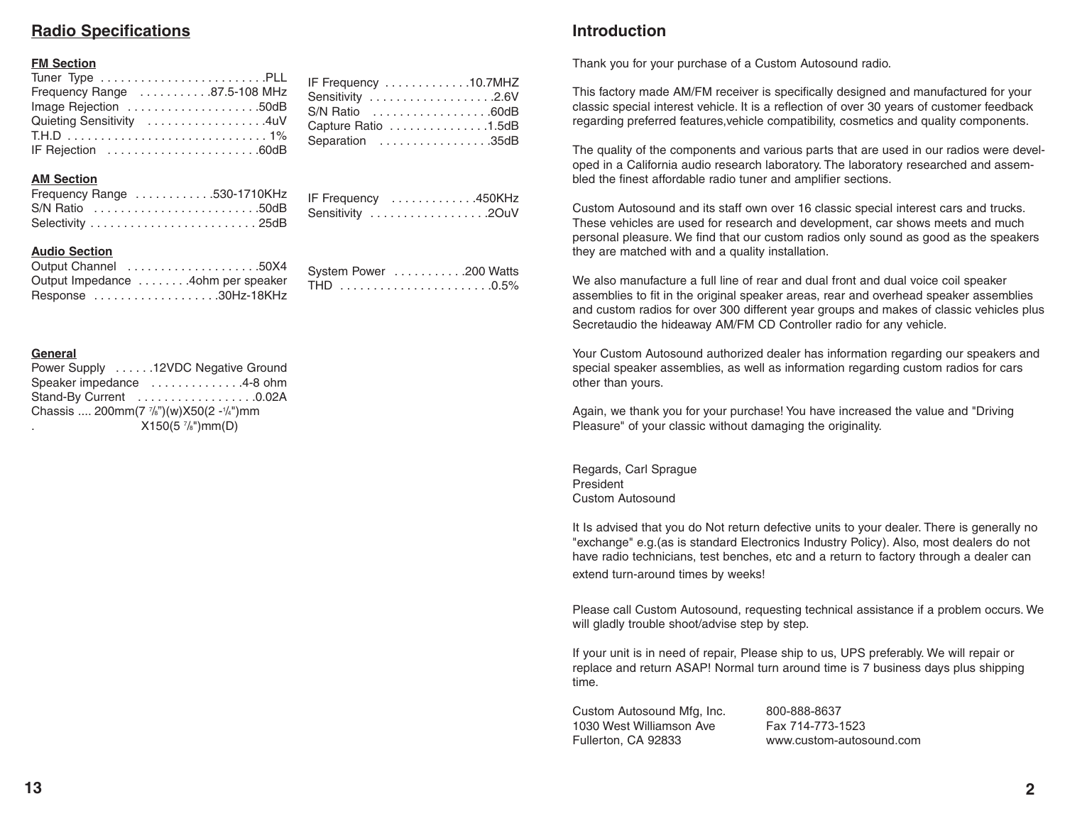## Radio Specifications

**FM Section**

| | | | |
|---|---|---|---|
| Tuner Type | PLL | IF Frequency | 10.7MHZ |
| Frequency Range | 87.5-108 MHz | Sensitivity | 2.6V |
| Image Rejection | 50dB | S/N Ratio | 60dB |
| Quieting Sensitivity | 4uV | Capture Ratio | 1.5dB |
| T.H.D | 1% | Separation | 35dB |
| IF Rejection | 60dB | | |

**AM Section**

| | | | |
|---|---|---|---|
| Frequency Range | 530-1710KHz | IF Frequency | 450KHz |
| S/N Ratio | 50dB | Sensitivity | 2OuV |
| Selectivity | 25dB | | |

**Audio Section**

| | | | |
|---|---|---|---|
| Output Channel | 50X4 | System Power | 200 Watts |
| Output Impedance | 4ohm per speaker | THD | 0.5% |
| Response | 30Hz-18KHz | | |

**General**

| | |
|---|---|
| Power Supply | 12VDC Negative Ground |
| Speaker impedance | 4-8 ohm |
| Stand-By Current | 0.02A |
| Chassis | 200mm(7 7/8")(w)X50(2 -1/4")mm X150(5 7/8")mm(D) |

## Introduction

Thank you for your purchase of a Custom Autosound radio.

This factory made AM/FM receiver is specifically designed and manufactured for your classic special interest vehicle. It is a reflection of over 30 years of customer feedback regarding preferred features,vehicle compatibility, cosmetics and quality components.

The quality of the components and various parts that are used in our radios were developed in a California audio research laboratory. The laboratory researched and assembled the finest affordable radio tuner and amplifier sections.

Custom Autosound and its staff own over 16 classic special interest cars and trucks. These vehicles are used for research and development, car shows meets and much personal pleasure. We find that our custom radios only sound as good as the speakers they are matched with and a quality installation.

We also manufacture a full line of rear and dual front and dual voice coil speaker assemblies to fit in the original speaker areas, rear and overhead speaker assemblies and custom radios for over 300 different year groups and makes of classic vehicles plus Secretaudio the hideaway AM/FM CD Controller radio for any vehicle.

Your Custom Autosound authorized dealer has information regarding our speakers and special speaker assemblies, as well as information regarding custom radios for cars other than yours.

Again, we thank you for your purchase! You have increased the value and "Driving Pleasure" of your classic without damaging the originality.

Regards, Carl Sprague
President
Custom Autosound

It Is advised that you do Not return defective units to your dealer. There is generally no "exchange" e.g.(as is standard Electronics Industry Policy). Also, most dealers do not have radio technicians, test benches, etc and a return to factory through a dealer can extend turn-around times by weeks!

Please call Custom Autosound, requesting technical assistance if a problem occurs. We will gladly trouble shoot/advise step by step.

If your unit is in need of repair, Please ship to us, UPS preferably. We will repair or replace and return ASAP! Normal turn around time is 7 business days plus shipping time.

Custom Autosound Mfg, Inc.
1030 West Williamson Ave
Fullerton, CA 92833

800-888-8637
Fax 714-773-1523
www.custom-autosound.com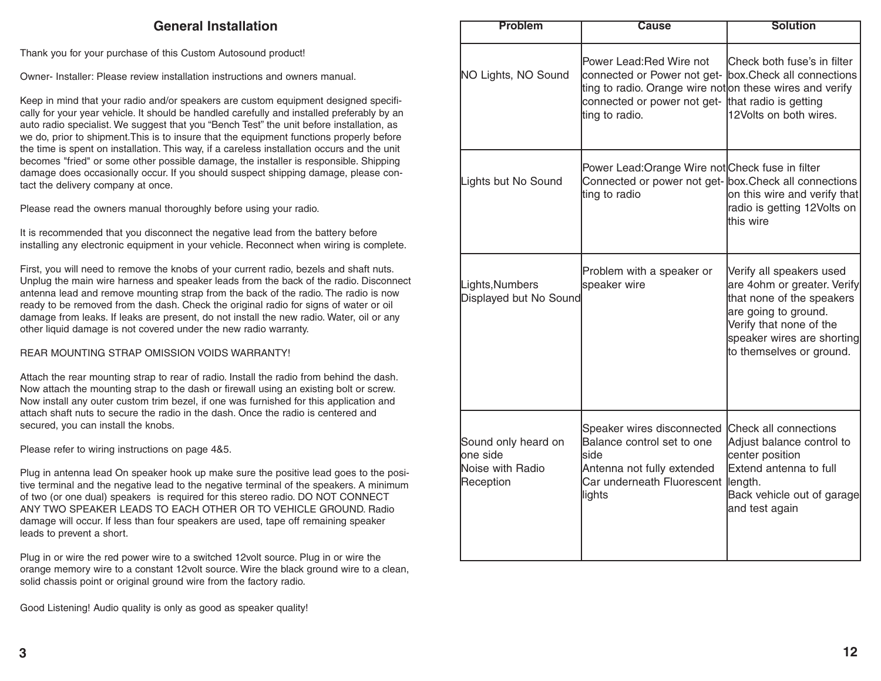## General Installation

Thank you for your purchase of this Custom Autosound product!

Owner- Installer: Please review installation instructions and owners manual.

Keep in mind that your radio and/or speakers are custom equipment designed specifically for your year vehicle. It should be handled carefully and installed preferably by an auto radio specialist. We suggest that you “Bench Test” the unit before installation, as we do, prior to shipment.This is to insure that the equipment functions properly before the time is spent on installation. This way, if a careless installation occurs and the unit becomes "fried" or some other possible damage, the installer is responsible. Shipping damage does occasionally occur. If you should suspect shipping damage, please contact the delivery company at once.

Please read the owners manual thoroughly before using your radio.

It is recommended that you disconnect the negative lead from the battery before installing any electronic equipment in your vehicle. Reconnect when wiring is complete.

First, you will need to remove the knobs of your current radio, bezels and shaft nuts. Unplug the main wire harness and speaker leads from the back of the radio. Disconnect antenna lead and remove mounting strap from the back of the radio. The radio is now ready to be removed from the dash. Check the original radio for signs of water or oil damage from leaks. If leaks are present, do not install the new radio. Water, oil or any other liquid damage is not covered under the new radio warranty.

REAR MOUNTING STRAP OMISSION VOIDS WARRANTY!

Attach the rear mounting strap to rear of radio. Install the radio from behind the dash. Now attach the mounting strap to the dash or firewall using an existing bolt or screw. Now install any outer custom trim bezel, if one was furnished for this application and attach shaft nuts to secure the radio in the dash. Once the radio is centered and secured, you can install the knobs.

Please refer to wiring instructions on page 4&5.

Plug in antenna lead On speaker hook up make sure the positive lead goes to the positive terminal and the negative lead to the negative terminal of the speakers. A minimum of two (or one dual) speakers is required for this stereo radio. DO NOT CONNECT ANY TWO SPEAKER LEADS TO EACH OTHER OR TO VEHICLE GROUND. Radio damage will occur. If less than four speakers are used, tape off remaining speaker leads to prevent a short.

Plug in or wire the red power wire to a switched 12volt source. Plug in or wire the orange memory wire to a constant 12volt source. Wire the black ground wire to a clean, solid chassis point or original ground wire from the factory radio.

Good Listening! Audio quality is only as good as speaker quality!

| Problem | Cause | Solution |
|---|---|---|
| NO Lights, NO Sound | Power Lead:Red Wire not connected or Power not getting to radio. Orange wire not connected or power not getting to radio. | Check both fuse’s in filter box.Check all connections on these wires and verify that radio is getting 12Volts on both wires. |
| Lights but No Sound | Power Lead:Orange Wire not Connected or power not getting to radio | Check fuse in filter box.Check all connections on this wire and verify that radio is getting 12Volts on this wire |
| Lights,Numbers Displayed but No Sound | Problem with a speaker or speaker wire | Verify all speakers used are 4ohm or greater. Verify that none of the speakers are going to ground. Verify that none of the speaker wires are shorting to themselves or ground. |
| Sound only heard on one side<br>Noise with Radio Reception | Speaker wires disconnected<br>Balance control set to one side<br>Antenna not fully extended<br>Car underneath Fluorescent lights | Check all connections<br>Adjust balance control to center position<br>Extend antenna to full length.<br>Back vehicle out of garage and test again |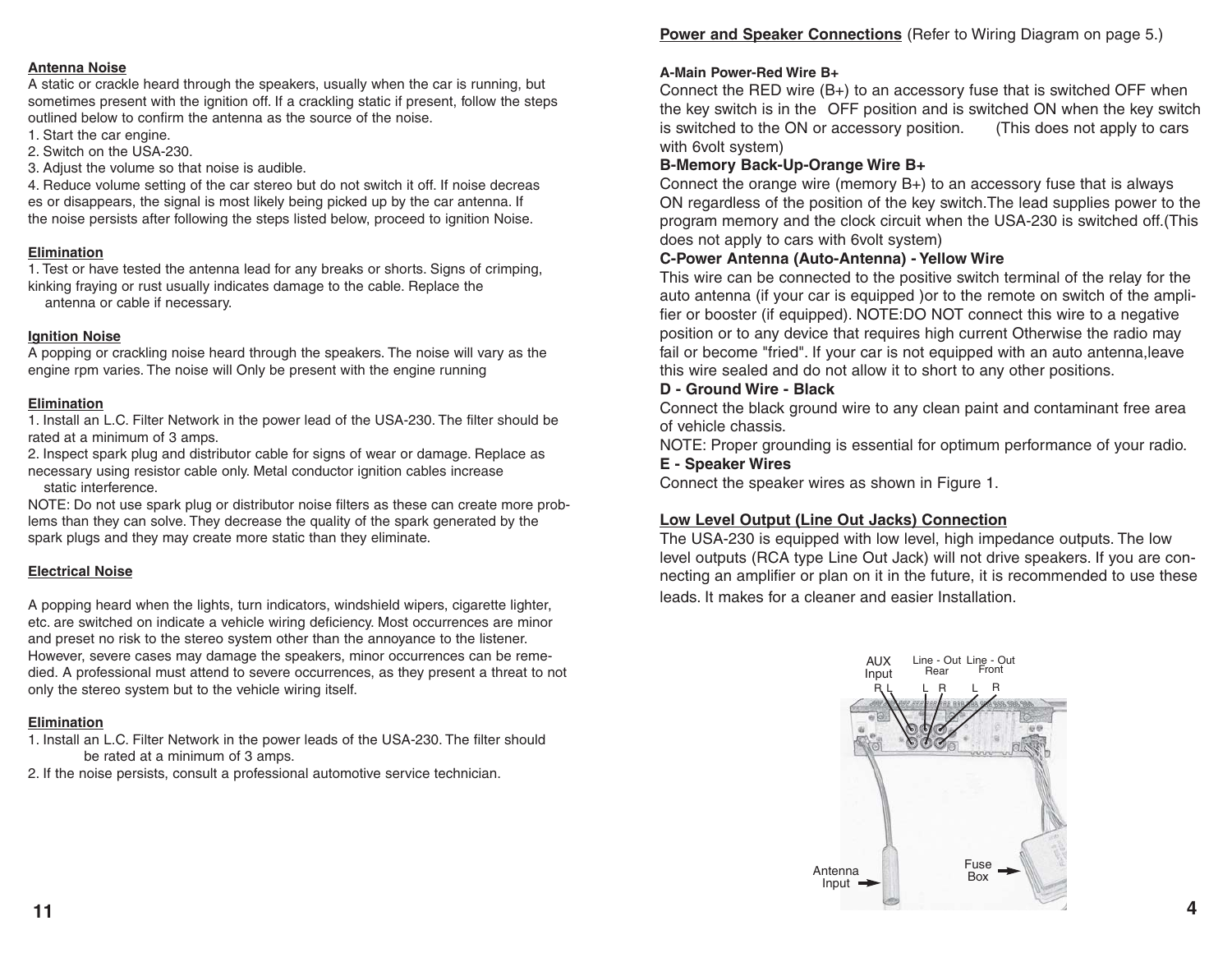### Antenna Noise

A static or crackle heard through the speakers, usually when the car is running, but sometimes present with the ignition off. If a crackling static if present, follow the steps outlined below to confirm the antenna as the source of the noise.

1. Start the car engine.
2. Switch on the USA-230.
3. Adjust the volume so that noise is audible.
4. Reduce volume setting of the car stereo but do not switch it off. If noise decreas es or disappears, the signal is most likely being picked up by the car antenna. If the noise persists after following the steps listed below, proceed to ignition Noise.

### Elimination

1. Test or have tested the antenna lead for any breaks or shorts. Signs of crimping, kinking fraying or rust usually indicates damage to the cable. Replace the antenna or cable if necessary.

### Ignition Noise

A popping or crackling noise heard through the speakers. The noise will vary as the engine rpm varies. The noise will Only be present with the engine running

### Elimination

1. Install an L.C. Filter Network in the power lead of the USA-230. The filter should be rated at a minimum of 3 amps.
2. Inspect spark plug and distributor cable for signs of wear or damage. Replace as necessary using resistor cable only. Metal conductor ignition cables increase static interference.

NOTE: Do not use spark plug or distributor noise filters as these can create more problems than they can solve. They decrease the quality of the spark generated by the spark plugs and they may create more static than they eliminate.

### Electrical Noise

A popping heard when the lights, turn indicators, windshield wipers, cigarette lighter, etc. are switched on indicate a vehicle wiring deficiency. Most occurrences are minor and preset no risk to the stereo system other than the annoyance to the listener. However, severe cases may damage the speakers, minor occurrences can be remedied. A professional must attend to severe occurrences, as they present a threat to not only the stereo system but to the vehicle wiring itself.

### Elimination

1. Install an L.C. Filter Network in the power leads of the USA-230. The filter should be rated at a minimum of 3 amps.
2. If the noise persists, consult a professional automotive service technician.

## Power and Speaker Connections (Refer to Wiring Diagram on page 5.)

**A-Main Power-Red Wire B+**

Connect the RED wire (B+) to an accessory fuse that is switched OFF when the key switch is in the OFF position and is switched ON when the key switch is switched to the ON or accessory position. (This does not apply to cars with 6volt system)

**B-Memory Back-Up-Orange Wire B+**

Connect the orange wire (memory B+) to an accessory fuse that is always ON regardless of the position of the key switch.The lead supplies power to the program memory and the clock circuit when the USA-230 is switched off.(This does not apply to cars with 6volt system)

**C-Power Antenna (Auto-Antenna) - Yellow Wire**

This wire can be connected to the positive switch terminal of the relay for the auto antenna (if your car is equipped )or to the remote on switch of the amplifier or booster (if equipped). NOTE:DO NOT connect this wire to a negative position or to any device that requires high current Otherwise the radio may fail or become "fried". If your car is not equipped with an auto antenna,leave this wire sealed and do not allow it to short to any other positions.

**D - Ground Wire - Black**

Connect the black ground wire to any clean paint and contaminant free area of vehicle chassis.

NOTE: Proper grounding is essential for optimum performance of your radio.

**E - Speaker Wires**

Connect the speaker wires as shown in Figure 1.

## Low Level Output (Line Out Jacks) Connection

The USA-230 is equipped with low level, high impedance outputs. The low level outputs (RCA type Line Out Jack) will not drive speakers. If you are connecting an amplifier or plan on it in the future, it is recommended to use these leads. It makes for a cleaner and easier Installation.

AUX Input R L — Line - Out Rear L R — Line - Out Front L R — Antenna Input — Fuse Box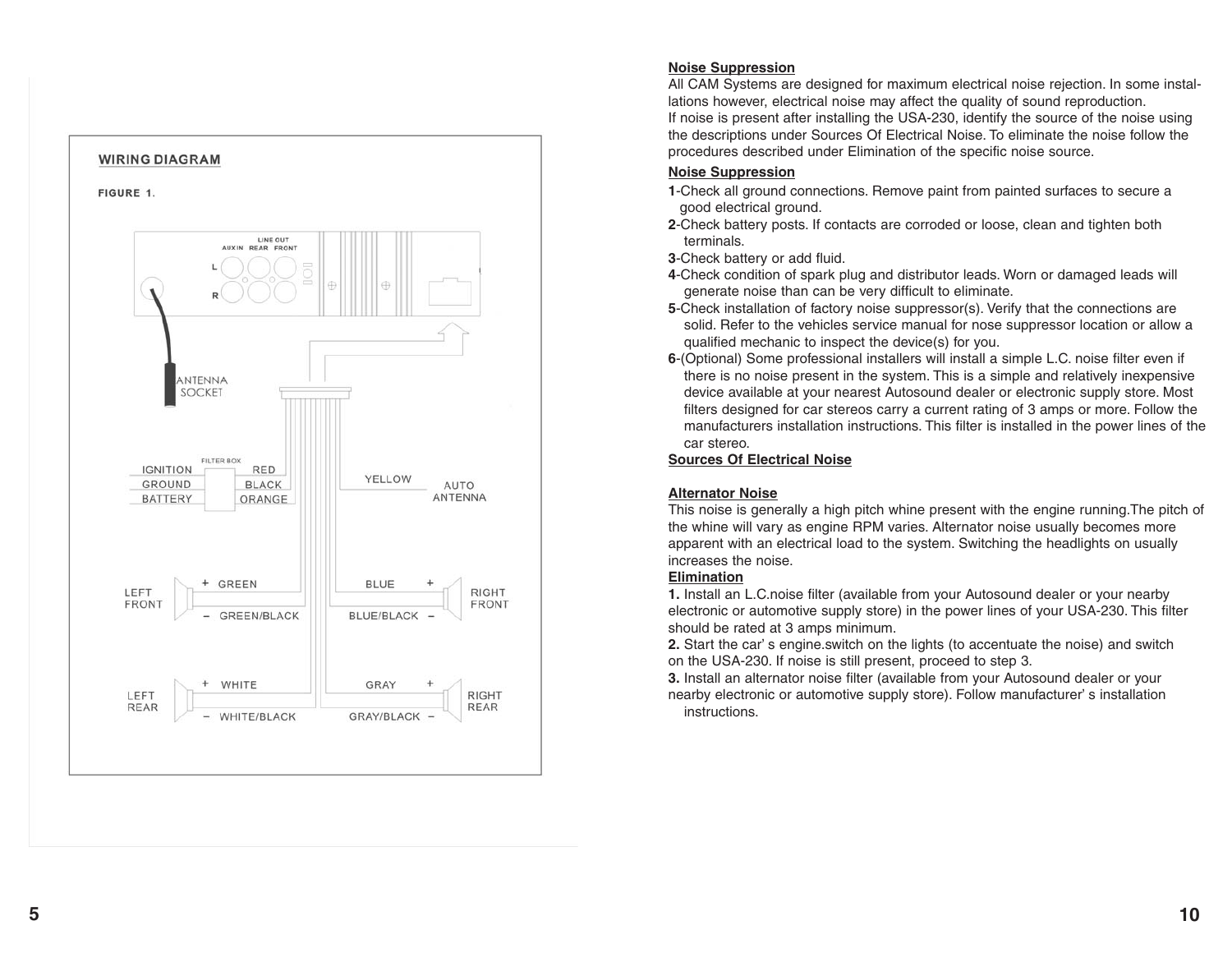## WIRING DIAGRAM

FIGURE 1.

LINE OUT
AUX IN REAR FRONT

L
R

ANTENNA SOCKET

FILTER BOX

IGNITION — RED
GROUND — BLACK
BATTERY — ORANGE

YELLOW — AUTO ANTENNA

LEFT FRONT: + GREEN, − GREEN/BLACK
RIGHT FRONT: + BLUE, − BLUE/BLACK
LEFT REAR: + WHITE, − WHITE/BLACK
RIGHT REAR: + GRAY, − GRAY/BLACK

**Noise Suppression**

All CAM Systems are designed for maximum electrical noise rejection. In some installations however, electrical noise may affect the quality of sound reproduction.
If noise is present after installing the USA-230, identify the source of the noise using the descriptions under Sources Of Electrical Noise. To eliminate the noise follow the procedures described under Elimination of the specific noise source.

**Noise Suppression**

**1**-Check all ground connections. Remove paint from painted surfaces to secure a good electrical ground.
**2**-Check battery posts. If contacts are corroded or loose, clean and tighten both terminals.
**3**-Check battery or add fluid.
**4**-Check condition of spark plug and distributor leads. Worn or damaged leads will generate noise than can be very difficult to eliminate.
**5**-Check installation of factory noise suppressor(s). Verify that the connections are solid. Refer to the vehicles service manual for nose suppressor location or allow a qualified mechanic to inspect the device(s) for you.
**6**-(Optional) Some professional installers will install a simple L.C. noise filter even if there is no noise present in the system. This is a simple and relatively inexpensive device available at your nearest Autosound dealer or electronic supply store. Most filters designed for car stereos carry a current rating of 3 amps or more. Follow the manufacturers installation instructions. This filter is installed in the power lines of the car stereo.

**Sources Of Electrical Noise**

**Alternator Noise**

This noise is generally a high pitch whine present with the engine running.The pitch of the whine will vary as engine RPM varies. Alternator noise usually becomes more apparent with an electrical load to the system. Switching the headlights on usually increases the noise.

**Elimination**

**1.** Install an L.C.noise filter (available from your Autosound dealer or your nearby electronic or automotive supply store) in the power lines of your USA-230. This filter should be rated at 3 amps minimum.
**2.** Start the car' s engine.switch on the lights (to accentuate the noise) and switch on the USA-230. If noise is still present, proceed to step 3.
**3.** Install an alternator noise filter (available from your Autosound dealer or your nearby electronic or automotive supply store). Follow manufacturer' s installation instructions.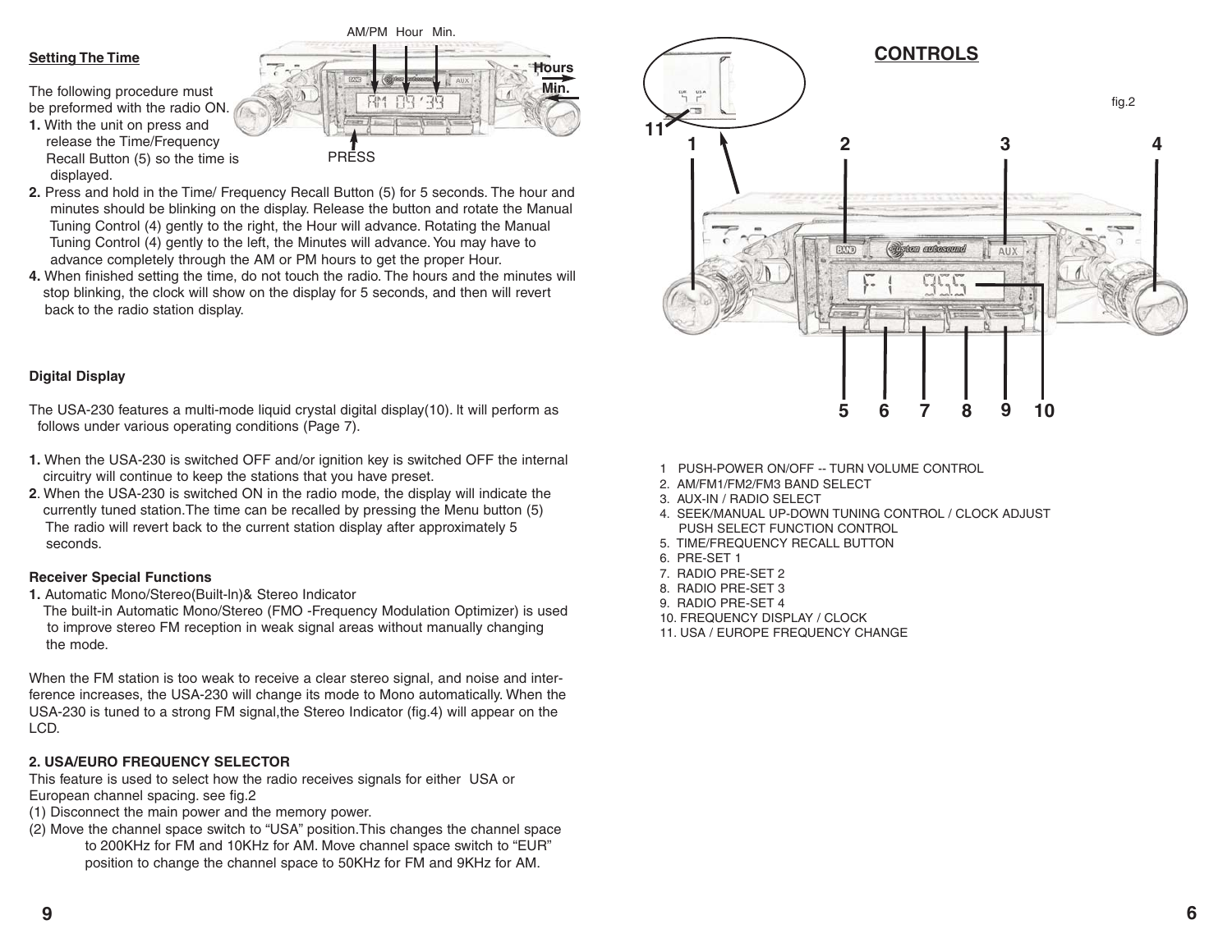## Setting The Time

The following procedure must be preformed with the radio ON.

**1.** With the unit on press and release the Time/Frequency Recall Button (5) so the time is displayed.

**2.** Press and hold in the Time/ Frequency Recall Button (5) for 5 seconds. The hour and minutes should be blinking on the display. Release the button and rotate the Manual Tuning Control (4) gently to the right, the Hour will advance. Rotating the Manual Tuning Control (4) gently to the left, the Minutes will advance. You may have to advance completely through the AM or PM hours to get the proper Hour.

**4.** When finished setting the time, do not touch the radio. The hours and the minutes will stop blinking, the clock will show on the display for 5 seconds, and then will revert back to the radio station display.

AM/PM Hour Min.

Hours

Min.

PRESS

### Digital Display

The USA-230 features a multi-mode liquid crystal digital display(10). It will perform as follows under various operating conditions (Page 7).

**1.** When the USA-230 is switched OFF and/or ignition key is switched OFF the internal circuitry will continue to keep the stations that you have preset.

**2**. When the USA-230 is switched ON in the radio mode, the display will indicate the currently tuned station.The time can be recalled by pressing the Menu button (5) The radio will revert back to the current station display after approximately 5 seconds.

### Receiver Special Functions

**1.** Automatic Mono/Stereo(Built-In)& Stereo Indicator

The built-in Automatic Mono/Stereo (FMO -Frequency Modulation Optimizer) is used to improve stereo FM reception in weak signal areas without manually changing the mode.

When the FM station is too weak to receive a clear stereo signal, and noise and interference increases, the USA-230 will change its mode to Mono automatically. When the USA-230 is tuned to a strong FM signal,the Stereo Indicator (fig.4) will appear on the LCD.

**2. USA/EURO FREQUENCY SELECTOR**

This feature is used to select how the radio receives signals for either USA or European channel spacing. see fig.2

(1) Disconnect the main power and the memory power.

(2) Move the channel space switch to “USA” position.This changes the channel space to 200KHz for FM and 10KHz for AM. Move channel space switch to “EUR” position to change the channel space to 50KHz for FM and 9KHz for AM.

## CONTROLS

fig.2

1 PUSH-POWER ON/OFF -- TURN VOLUME CONTROL
2. AM/FM1/FM2/FM3 BAND SELECT
3. AUX-IN / RADIO SELECT
4. SEEK/MANUAL UP-DOWN TUNING CONTROL / CLOCK ADJUST PUSH SELECT FUNCTION CONTROL
5. TIME/FREQUENCY RECALL BUTTON
6. PRE-SET 1
7. RADIO PRE-SET 2
8. RADIO PRE-SET 3
9. RADIO PRE-SET 4
10. FREQUENCY DISPLAY / CLOCK
11. USA / EUROPE FREQUENCY CHANGE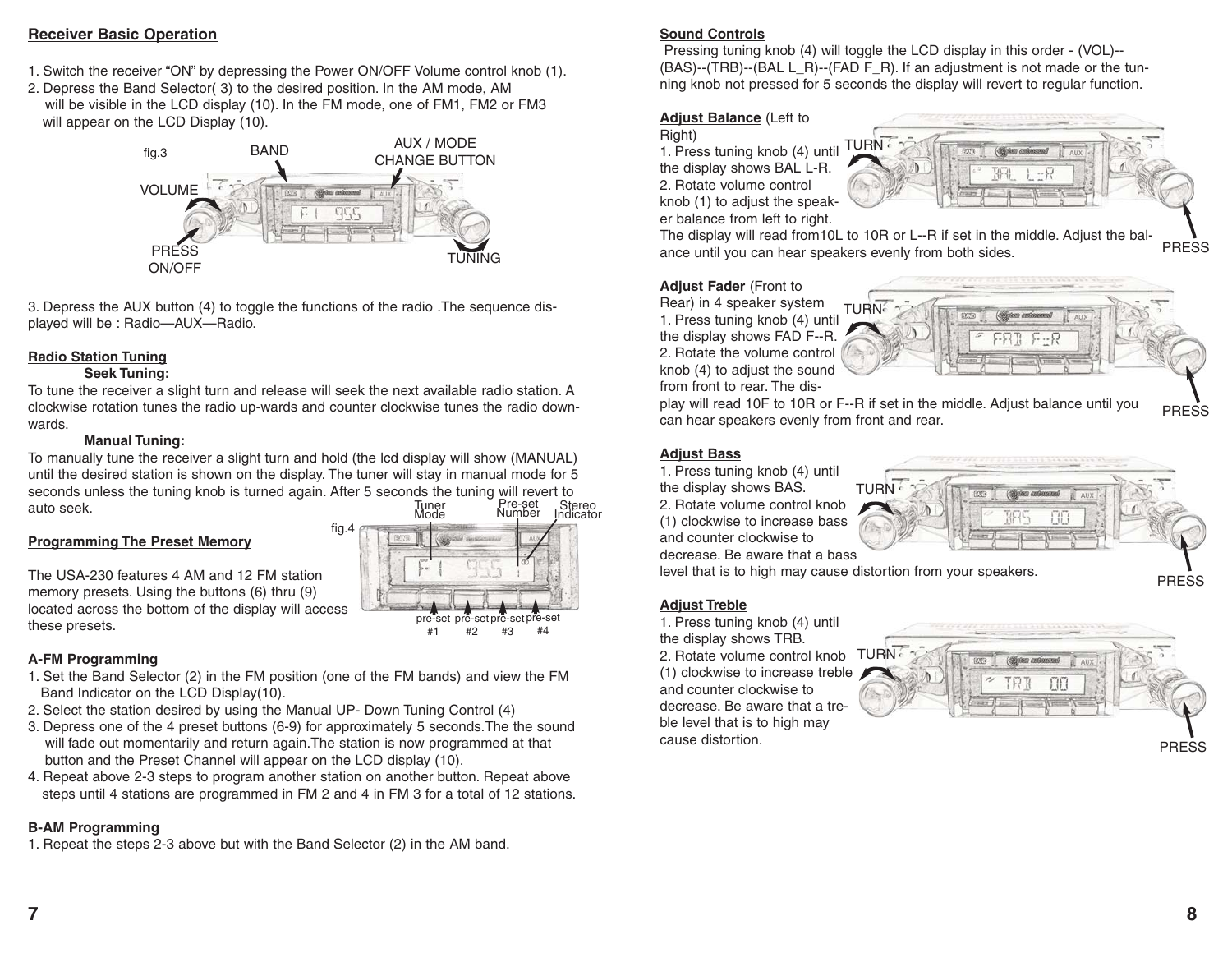## Receiver Basic Operation

1. Switch the receiver "ON" by depressing the Power ON/OFF Volume control knob (1).
2. Depress the Band Selector( 3) to the desired position. In the AM mode, AM will be visible in the LCD display (10). In the FM mode, one of FM1, FM2 or FM3 will appear on the LCD Display (10).

fig.3

BAND

AUX / MODE CHANGE BUTTON

VOLUME

PRESS ON/OFF

TUNING

3. Depress the AUX button (4) to toggle the functions of the radio .The sequence displayed will be : Radio—AUX—Radio.

### Radio Station Tuning

**Seek Tuning:**

To tune the receiver a slight turn and release will seek the next available radio station. A clockwise rotation tunes the radio up-wards and counter clockwise tunes the radio downwards.

**Manual Tuning:**

To manually tune the receiver a slight turn and hold (the lcd display will show (MANUAL) until the desired station is shown on the display. The tuner will stay in manual mode for 5 seconds unless the tuning knob is turned again. After 5 seconds the tuning will revert to auto seek.

### Programming The Preset Memory

The USA-230 features 4 AM and 12 FM station memory presets. Using the buttons (6) thru (9) located across the bottom of the display will access these presets.

fig.4

Tuner Mode

Pre-set Number

Stereo Indicator

pre-set #1

pre-set #2

pre-set #3

pre-set #4

**A-FM Programming**

1. Set the Band Selector (2) in the FM position (one of the FM bands) and view the FM Band Indicator on the LCD Display(10).
2. Select the station desired by using the Manual UP- Down Tuning Control (4)
3. Depress one of the 4 preset buttons (6-9) for approximately 5 seconds.The the sound will fade out momentarily and return again.The station is now programmed at that button and the Preset Channel will appear on the LCD display (10).
4. Repeat above 2-3 steps to program another station on another button. Repeat above steps until 4 stations are programmed in FM 2 and 4 in FM 3 for a total of 12 stations.

**B-AM Programming**

1. Repeat the steps 2-3 above but with the Band Selector (2) in the AM band.

### Sound Controls

Pressing tuning knob (4) will toggle the LCD display in this order - (VOL)--(BAS)--(TRB)--(BAL L_R)--(FAD F_R). If an adjustment is not made or the tunning knob not pressed for 5 seconds the display will revert to regular function.

**Adjust Balance** (Left to Right)

1. Press tuning knob (4) until the display shows BAL L-R.
2. Rotate volume control knob (1) to adjust the speaker balance from left to right.

The display will read from10L to 10R or L--R if set in the middle. Adjust the balance until you can hear speakers evenly from both sides.

TURN

PRESS

**Adjust Fader** (Front to Rear) in 4 speaker system

1. Press tuning knob (4) until the display shows FAD F--R.
2. Rotate the volume control knob (4) to adjust the sound from front to rear. The display will read 10F to 10R or F--R if set in the middle. Adjust balance until you can hear speakers evenly from front and rear.

TURN

PRESS

**Adjust Bass**

1. Press tuning knob (4) until the display shows BAS.
2. Rotate volume control knob (1) clockwise to increase bass and counter clockwise to decrease. Be aware that a bass level that is to high may cause distortion from your speakers.

TURN

PRESS

**Adjust Treble**

1. Press tuning knob (4) until the display shows TRB.
2. Rotate volume control knob (1) clockwise to increase treble and counter clockwise to decrease. Be aware that a treble level that is to high may cause distortion.

TURN

PRESS